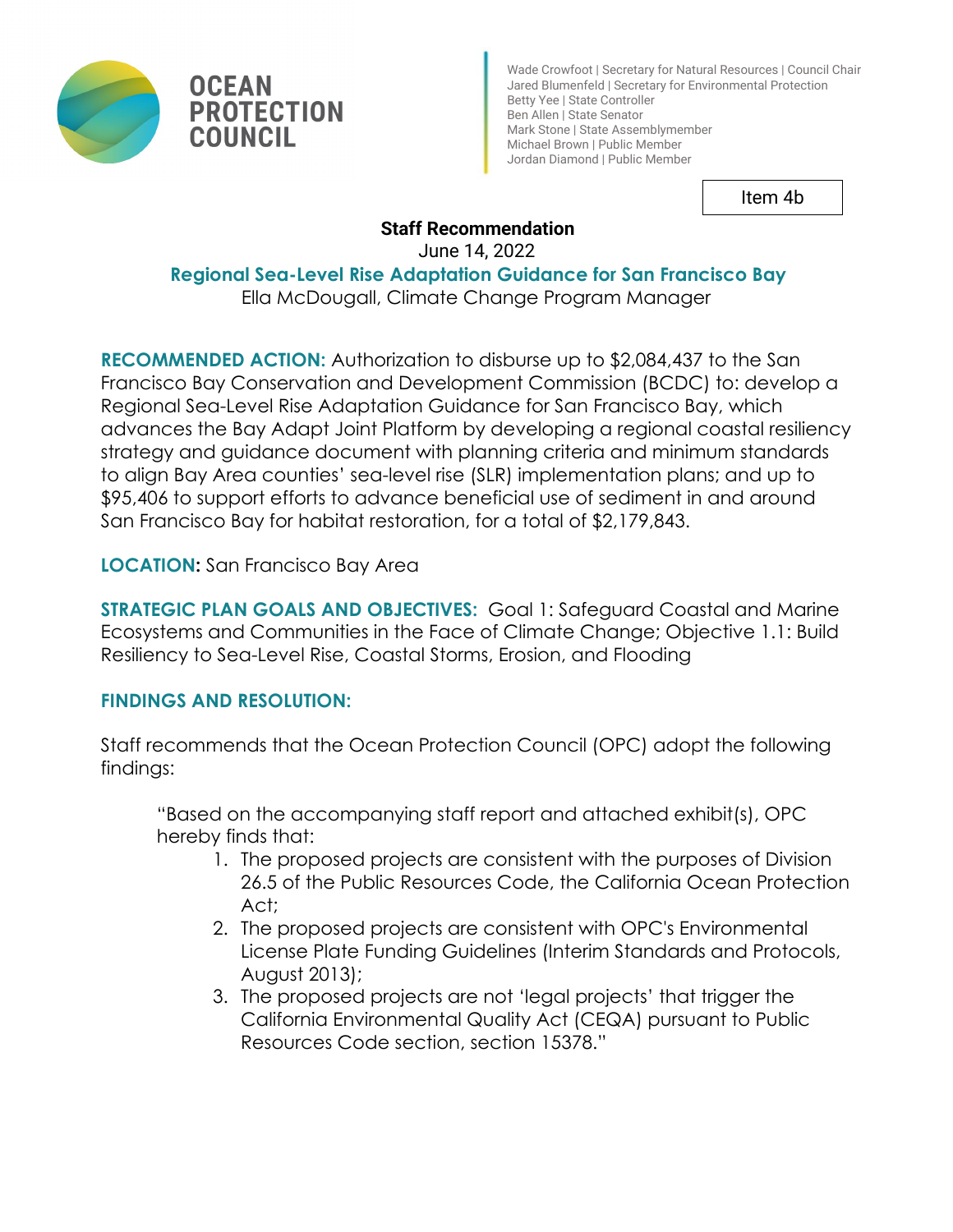# OCEAN PROTECTION COUNCIL

Wade Crowfoot | Secretary for Natural Resources | Council Chair
Jared Blumenfeld | Secretary for Environmental Protection
Betty Yee | State Controller
Ben Allen | State Senator
Mark Stone | State Assemblymember
Michael Brown | Public Member
Jordan Diamond | Public Member

Item 4b

**Staff Recommendation**
June 14, 2022

## Regional Sea-Level Rise Adaptation Guidance for San Francisco Bay

Ella McDougall, Climate Change Program Manager

**RECOMMENDED ACTION:** Authorization to disburse up to $2,084,437 to the San Francisco Bay Conservation and Development Commission (BCDC) to: develop a Regional Sea-Level Rise Adaptation Guidance for San Francisco Bay, which advances the Bay Adapt Joint Platform by developing a regional coastal resiliency strategy and guidance document with planning criteria and minimum standards to align Bay Area counties' sea-level rise (SLR) implementation plans; and up to $95,406 to support efforts to advance beneficial use of sediment in and around San Francisco Bay for habitat restoration, for a total of $2,179,843.

**LOCATION:** San Francisco Bay Area

**STRATEGIC PLAN GOALS AND OBJECTIVES:** Goal 1: Safeguard Coastal and Marine Ecosystems and Communities in the Face of Climate Change; Objective 1.1: Build Resiliency to Sea-Level Rise, Coastal Storms, Erosion, and Flooding

**FINDINGS AND RESOLUTION:**

Staff recommends that the Ocean Protection Council (OPC) adopt the following findings:

> "Based on the accompanying staff report and attached exhibit(s), OPC hereby finds that:
>
> 1. The proposed projects are consistent with the purposes of Division 26.5 of the Public Resources Code, the California Ocean Protection Act;
> 2. The proposed projects are consistent with OPC's Environmental License Plate Funding Guidelines (Interim Standards and Protocols, August 2013);
> 3. The proposed projects are not 'legal projects' that trigger the California Environmental Quality Act (CEQA) pursuant to Public Resources Code section, section 15378."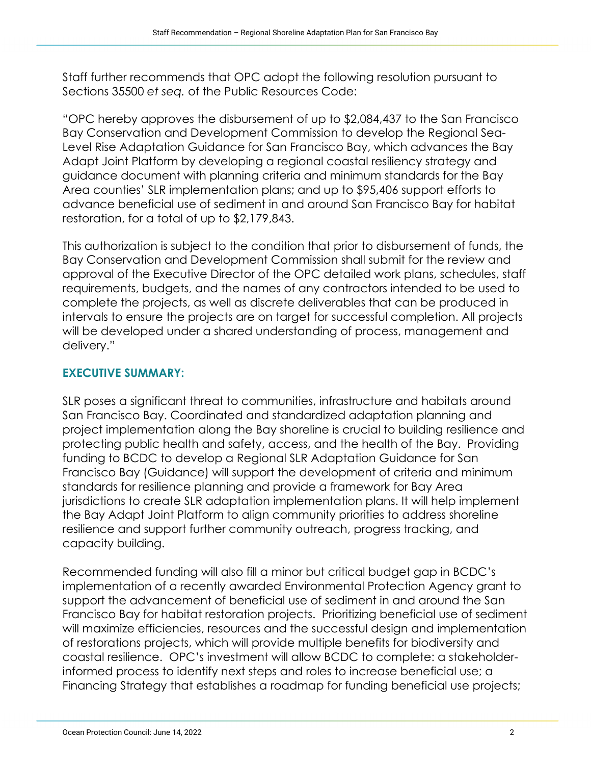Staff further recommends that OPC adopt the following resolution pursuant to Sections 35500 *et seq.* of the Public Resources Code:

"OPC hereby approves the disbursement of up to $2,084,437 to the San Francisco Bay Conservation and Development Commission to develop the Regional Sea-Level Rise Adaptation Guidance for San Francisco Bay, which advances the Bay Adapt Joint Platform by developing a regional coastal resiliency strategy and guidance document with planning criteria and minimum standards for the Bay Area counties' SLR implementation plans; and up to $95,406 support efforts to advance beneficial use of sediment in and around San Francisco Bay for habitat restoration, for a total of up to $2,179,843.

This authorization is subject to the condition that prior to disbursement of funds, the Bay Conservation and Development Commission shall submit for the review and approval of the Executive Director of the OPC detailed work plans, schedules, staff requirements, budgets, and the names of any contractors intended to be used to complete the projects, as well as discrete deliverables that can be produced in intervals to ensure the projects are on target for successful completion. All projects will be developed under a shared understanding of process, management and delivery."

## EXECUTIVE SUMMARY:

SLR poses a significant threat to communities, infrastructure and habitats around San Francisco Bay. Coordinated and standardized adaptation planning and project implementation along the Bay shoreline is crucial to building resilience and protecting public health and safety, access, and the health of the Bay. Providing funding to BCDC to develop a Regional SLR Adaptation Guidance for San Francisco Bay (Guidance) will support the development of criteria and minimum standards for resilience planning and provide a framework for Bay Area jurisdictions to create SLR adaptation implementation plans. It will help implement the Bay Adapt Joint Platform to align community priorities to address shoreline resilience and support further community outreach, progress tracking, and capacity building.

Recommended funding will also fill a minor but critical budget gap in BCDC's implementation of a recently awarded Environmental Protection Agency grant to support the advancement of beneficial use of sediment in and around the San Francisco Bay for habitat restoration projects. Prioritizing beneficial use of sediment will maximize efficiencies, resources and the successful design and implementation of restorations projects, which will provide multiple benefits for biodiversity and coastal resilience. OPC's investment will allow BCDC to complete: a stakeholder-informed process to identify next steps and roles to increase beneficial use; a Financing Strategy that establishes a roadmap for funding beneficial use projects;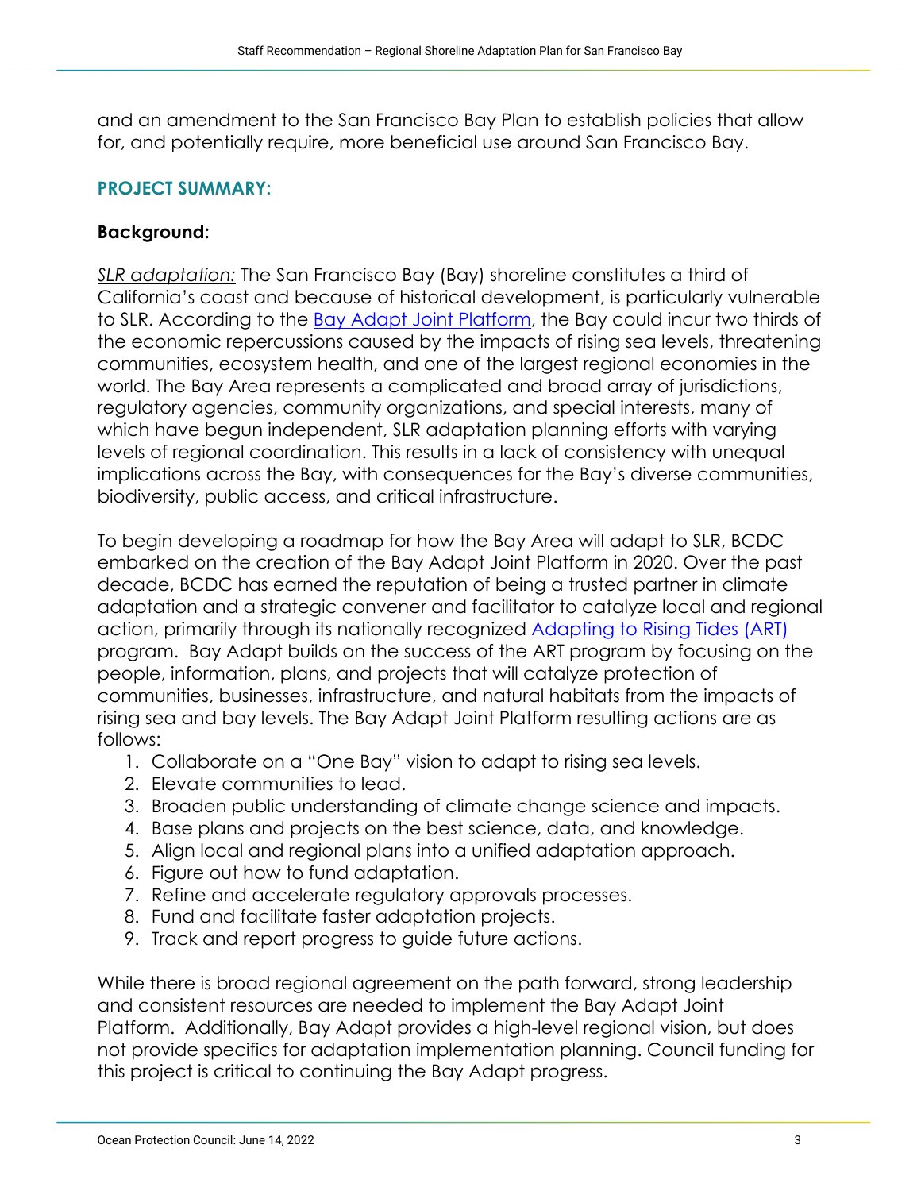and an amendment to the San Francisco Bay Plan to establish policies that allow for, and potentially require, more beneficial use around San Francisco Bay.

## PROJECT SUMMARY:

### Background:

*SLR adaptation:* The San Francisco Bay (Bay) shoreline constitutes a third of California's coast and because of historical development, is particularly vulnerable to SLR. According to the [Bay Adapt Joint Platform](), the Bay could incur two thirds of the economic repercussions caused by the impacts of rising sea levels, threatening communities, ecosystem health, and one of the largest regional economies in the world. The Bay Area represents a complicated and broad array of jurisdictions, regulatory agencies, community organizations, and special interests, many of which have begun independent, SLR adaptation planning efforts with varying levels of regional coordination. This results in a lack of consistency with unequal implications across the Bay, with consequences for the Bay's diverse communities, biodiversity, public access, and critical infrastructure.

To begin developing a roadmap for how the Bay Area will adapt to SLR, BCDC embarked on the creation of the Bay Adapt Joint Platform in 2020. Over the past decade, BCDC has earned the reputation of being a trusted partner in climate adaptation and a strategic convener and facilitator to catalyze local and regional action, primarily through its nationally recognized [Adapting to Rising Tides (ART)]() program. Bay Adapt builds on the success of the ART program by focusing on the people, information, plans, and projects that will catalyze protection of communities, businesses, infrastructure, and natural habitats from the impacts of rising sea and bay levels. The Bay Adapt Joint Platform resulting actions are as follows:

1. Collaborate on a "One Bay" vision to adapt to rising sea levels.
2. Elevate communities to lead.
3. Broaden public understanding of climate change science and impacts.
4. Base plans and projects on the best science, data, and knowledge.
5. Align local and regional plans into a unified adaptation approach.
6. Figure out how to fund adaptation.
7. Refine and accelerate regulatory approvals processes.
8. Fund and facilitate faster adaptation projects.
9. Track and report progress to guide future actions.

While there is broad regional agreement on the path forward, strong leadership and consistent resources are needed to implement the Bay Adapt Joint Platform. Additionally, Bay Adapt provides a high-level regional vision, but does not provide specifics for adaptation implementation planning. Council funding for this project is critical to continuing the Bay Adapt progress.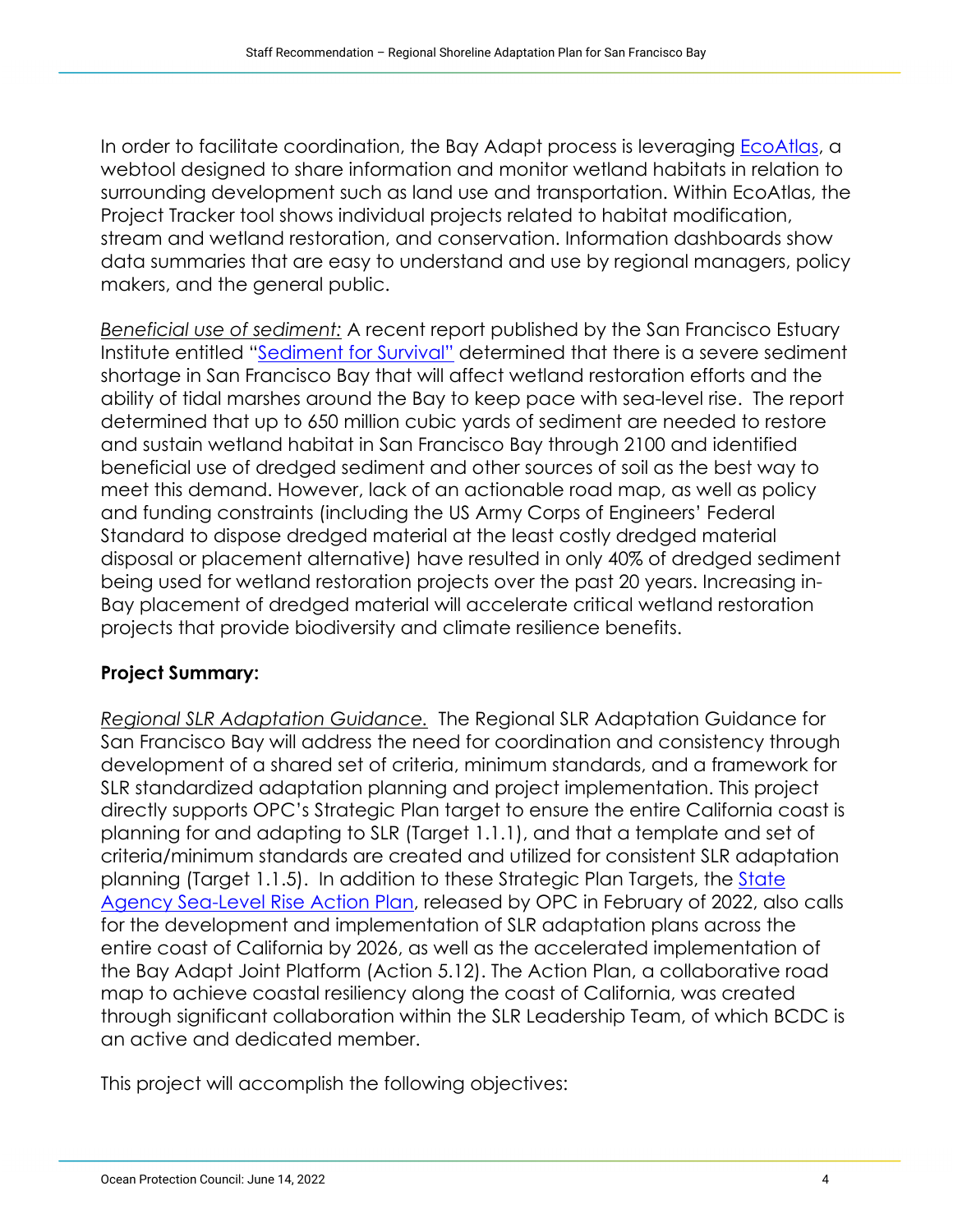In order to facilitate coordination, the Bay Adapt process is leveraging EcoAtlas, a webtool designed to share information and monitor wetland habitats in relation to surrounding development such as land use and transportation. Within EcoAtlas, the Project Tracker tool shows individual projects related to habitat modification, stream and wetland restoration, and conservation. Information dashboards show data summaries that are easy to understand and use by regional managers, policy makers, and the general public.

*Beneficial use of sediment:* A recent report published by the San Francisco Estuary Institute entitled "Sediment for Survival" determined that there is a severe sediment shortage in San Francisco Bay that will affect wetland restoration efforts and the ability of tidal marshes around the Bay to keep pace with sea-level rise. The report determined that up to 650 million cubic yards of sediment are needed to restore and sustain wetland habitat in San Francisco Bay through 2100 and identified beneficial use of dredged sediment and other sources of soil as the best way to meet this demand. However, lack of an actionable road map, as well as policy and funding constraints (including the US Army Corps of Engineers' Federal Standard to dispose dredged material at the least costly dredged material disposal or placement alternative) have resulted in only 40% of dredged sediment being used for wetland restoration projects over the past 20 years. Increasing in-Bay placement of dredged material will accelerate critical wetland restoration projects that provide biodiversity and climate resilience benefits.

**Project Summary:**

*Regional SLR Adaptation Guidance.* The Regional SLR Adaptation Guidance for San Francisco Bay will address the need for coordination and consistency through development of a shared set of criteria, minimum standards, and a framework for SLR standardized adaptation planning and project implementation. This project directly supports OPC's Strategic Plan target to ensure the entire California coast is planning for and adapting to SLR (Target 1.1.1), and that a template and set of criteria/minimum standards are created and utilized for consistent SLR adaptation planning (Target 1.1.5). In addition to these Strategic Plan Targets, the State Agency Sea-Level Rise Action Plan, released by OPC in February of 2022, also calls for the development and implementation of SLR adaptation plans across the entire coast of California by 2026, as well as the accelerated implementation of the Bay Adapt Joint Platform (Action 5.12). The Action Plan, a collaborative road map to achieve coastal resiliency along the coast of California, was created through significant collaboration within the SLR Leadership Team, of which BCDC is an active and dedicated member.

This project will accomplish the following objectives: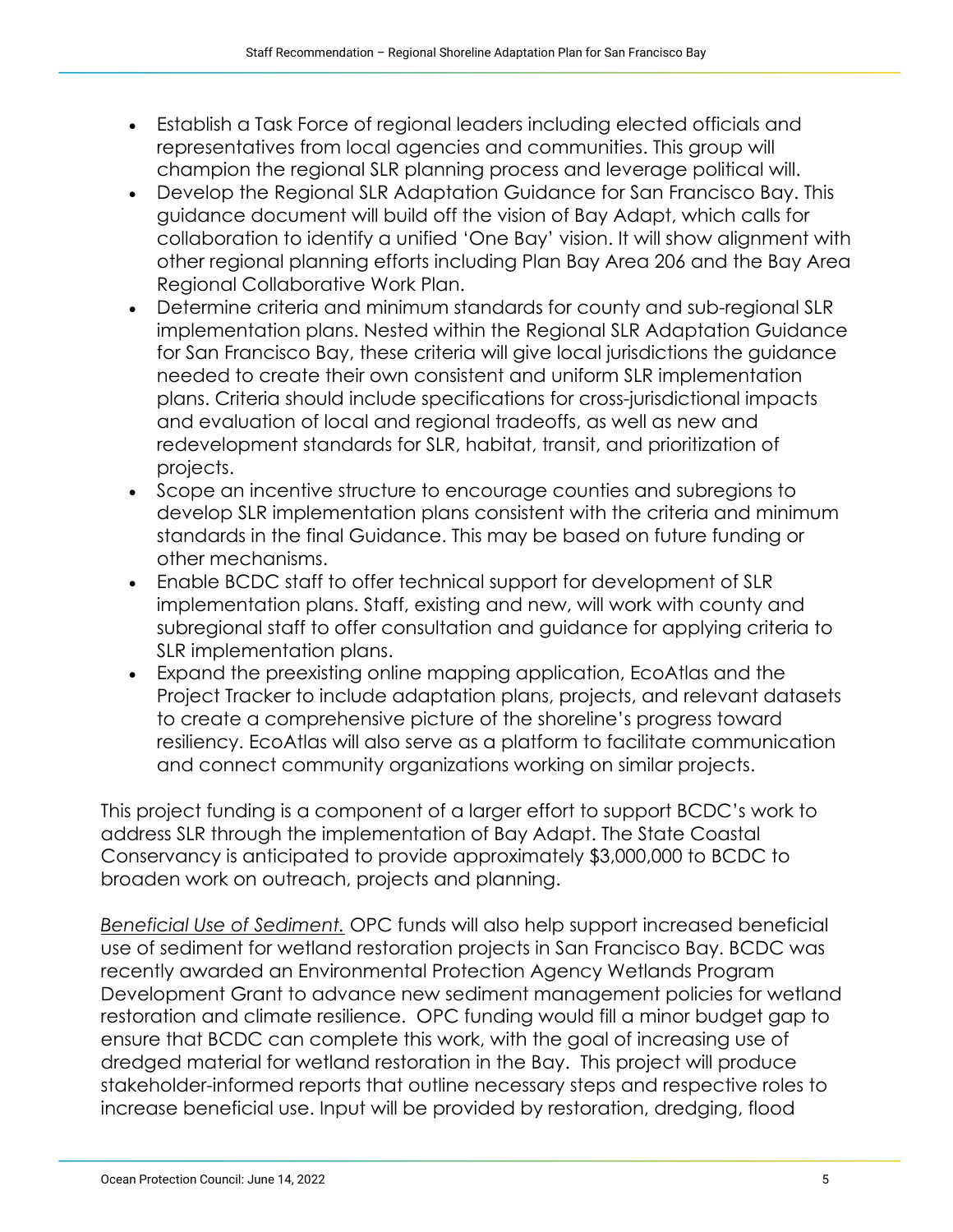- Establish a Task Force of regional leaders including elected officials and representatives from local agencies and communities. This group will champion the regional SLR planning process and leverage political will.
- Develop the Regional SLR Adaptation Guidance for San Francisco Bay. This guidance document will build off the vision of Bay Adapt, which calls for collaboration to identify a unified 'One Bay' vision. It will show alignment with other regional planning efforts including Plan Bay Area 206 and the Bay Area Regional Collaborative Work Plan.
- Determine criteria and minimum standards for county and sub-regional SLR implementation plans. Nested within the Regional SLR Adaptation Guidance for San Francisco Bay, these criteria will give local jurisdictions the guidance needed to create their own consistent and uniform SLR implementation plans. Criteria should include specifications for cross-jurisdictional impacts and evaluation of local and regional tradeoffs, as well as new and redevelopment standards for SLR, habitat, transit, and prioritization of projects.
- Scope an incentive structure to encourage counties and subregions to develop SLR implementation plans consistent with the criteria and minimum standards in the final Guidance. This may be based on future funding or other mechanisms.
- Enable BCDC staff to offer technical support for development of SLR implementation plans. Staff, existing and new, will work with county and subregional staff to offer consultation and guidance for applying criteria to SLR implementation plans.
- Expand the preexisting online mapping application, EcoAtlas and the Project Tracker to include adaptation plans, projects, and relevant datasets to create a comprehensive picture of the shoreline's progress toward resiliency. EcoAtlas will also serve as a platform to facilitate communication and connect community organizations working on similar projects.

This project funding is a component of a larger effort to support BCDC's work to address SLR through the implementation of Bay Adapt. The State Coastal Conservancy is anticipated to provide approximately $3,000,000 to BCDC to broaden work on outreach, projects and planning.

*Beneficial Use of Sediment.* OPC funds will also help support increased beneficial use of sediment for wetland restoration projects in San Francisco Bay. BCDC was recently awarded an Environmental Protection Agency Wetlands Program Development Grant to advance new sediment management policies for wetland restoration and climate resilience. OPC funding would fill a minor budget gap to ensure that BCDC can complete this work, with the goal of increasing use of dredged material for wetland restoration in the Bay. This project will produce stakeholder-informed reports that outline necessary steps and respective roles to increase beneficial use. Input will be provided by restoration, dredging, flood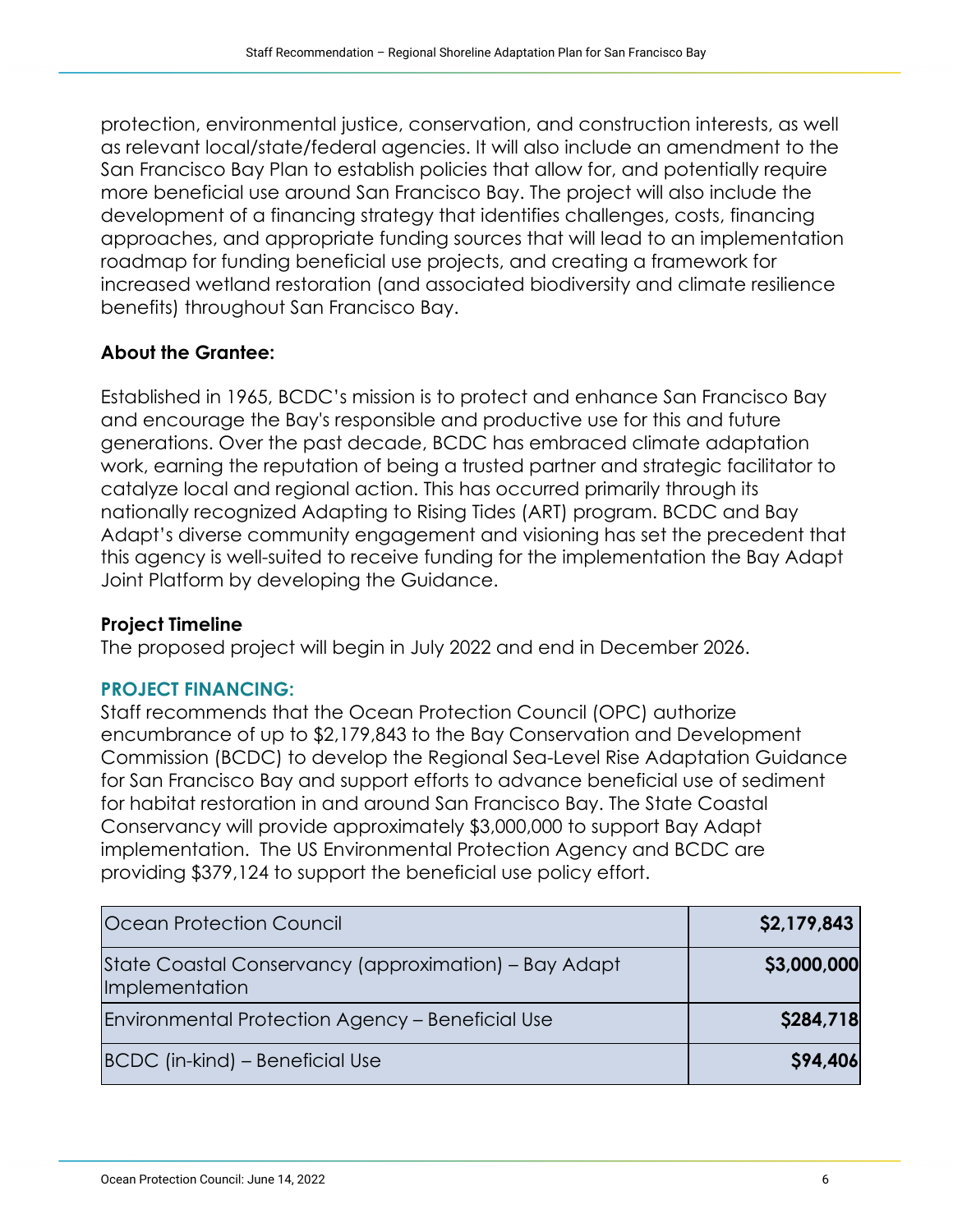protection, environmental justice, conservation, and construction interests, as well as relevant local/state/federal agencies. It will also include an amendment to the San Francisco Bay Plan to establish policies that allow for, and potentially require more beneficial use around San Francisco Bay. The project will also include the development of a financing strategy that identifies challenges, costs, financing approaches, and appropriate funding sources that will lead to an implementation roadmap for funding beneficial use projects, and creating a framework for increased wetland restoration (and associated biodiversity and climate resilience benefits) throughout San Francisco Bay.

**About the Grantee:**

Established in 1965, BCDC's mission is to protect and enhance San Francisco Bay and encourage the Bay's responsible and productive use for this and future generations. Over the past decade, BCDC has embraced climate adaptation work, earning the reputation of being a trusted partner and strategic facilitator to catalyze local and regional action. This has occurred primarily through its nationally recognized Adapting to Rising Tides (ART) program. BCDC and Bay Adapt's diverse community engagement and visioning has set the precedent that this agency is well-suited to receive funding for the implementation the Bay Adapt Joint Platform by developing the Guidance.

**Project Timeline**

The proposed project will begin in July 2022 and end in December 2026.

## PROJECT FINANCING:

Staff recommends that the Ocean Protection Council (OPC) authorize encumbrance of up to $2,179,843 to the Bay Conservation and Development Commission (BCDC) to develop the Regional Sea-Level Rise Adaptation Guidance for San Francisco Bay and support efforts to advance beneficial use of sediment for habitat restoration in and around San Francisco Bay. The State Coastal Conservancy will provide approximately $3,000,000 to support Bay Adapt implementation. The US Environmental Protection Agency and BCDC are providing $379,124 to support the beneficial use policy effort.

| | |
|---|---:|
| Ocean Protection Council | **$2,179,843** |
| State Coastal Conservancy (approximation) – Bay Adapt Implementation | **$3,000,000** |
| Environmental Protection Agency – Beneficial Use | **$284,718** |
| BCDC (in-kind) – Beneficial Use | **$94,406** |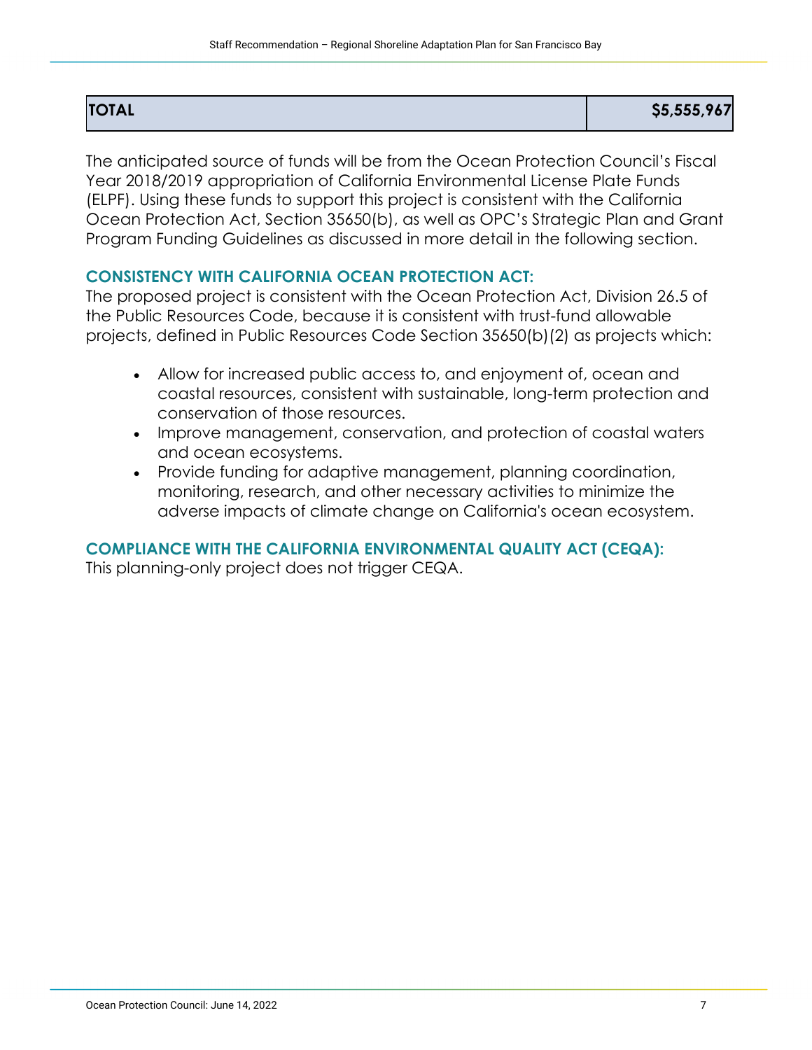| | |
|---|---|
| **TOTAL** | **$5,555,967** |

The anticipated source of funds will be from the Ocean Protection Council's Fiscal Year 2018/2019 appropriation of California Environmental License Plate Funds (ELPF). Using these funds to support this project is consistent with the California Ocean Protection Act, Section 35650(b), as well as OPC's Strategic Plan and Grant Program Funding Guidelines as discussed in more detail in the following section.

### CONSISTENCY WITH CALIFORNIA OCEAN PROTECTION ACT:

The proposed project is consistent with the Ocean Protection Act, Division 26.5 of the Public Resources Code, because it is consistent with trust-fund allowable projects, defined in Public Resources Code Section 35650(b)(2) as projects which:

- Allow for increased public access to, and enjoyment of, ocean and coastal resources, consistent with sustainable, long-term protection and conservation of those resources.
- Improve management, conservation, and protection of coastal waters and ocean ecosystems.
- Provide funding for adaptive management, planning coordination, monitoring, research, and other necessary activities to minimize the adverse impacts of climate change on California's ocean ecosystem.

### COMPLIANCE WITH THE CALIFORNIA ENVIRONMENTAL QUALITY ACT (CEQA):

This planning-only project does not trigger CEQA.